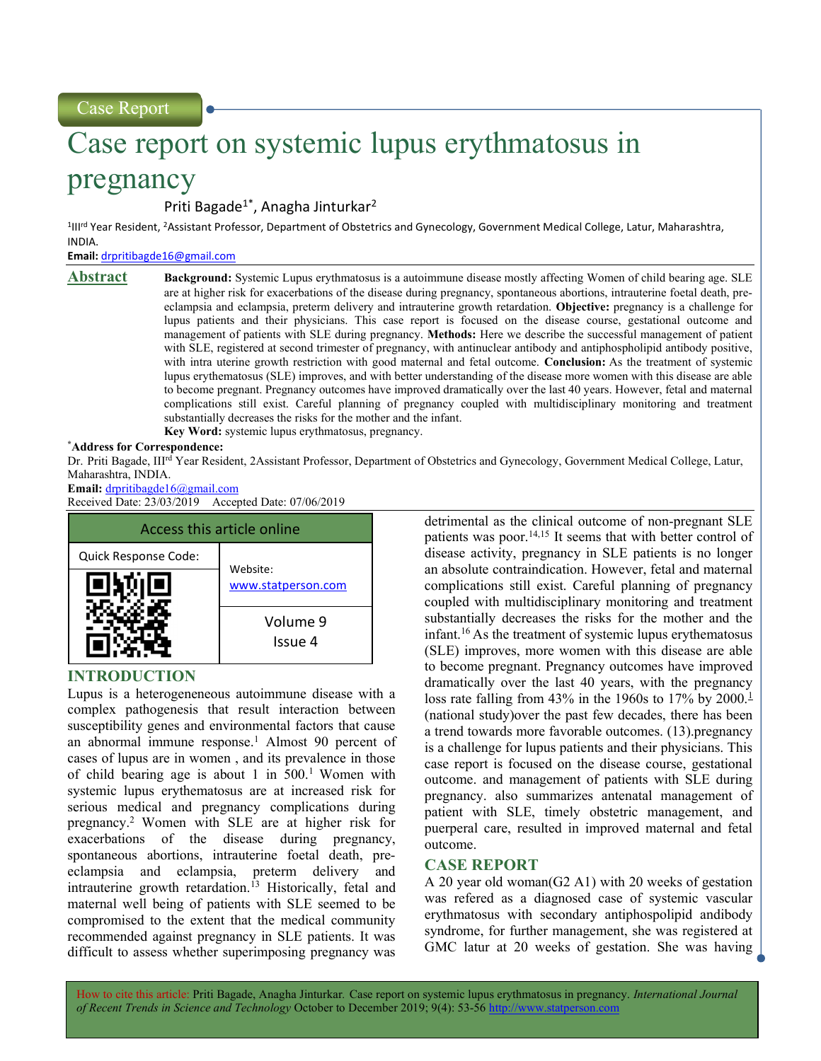Case Report

# Case report on systemic lupus erythmatosus in pregnancy

Priti Bagade[1*], Anagha Jinturkar[2]

[1]III[rd] Year Resident, [2]Assistant Professor, Department of Obstetrics and Gynecology, Government Medical College, Latur, Maharashtra, INDIA.

**Email:** drpritibagde16@gmail.com

## Abstract

**Background:** Systemic Lupus erythmatosus is a autoimmune disease mostly affecting Women of child bearing age. SLE are at higher risk for exacerbations of the disease during pregnancy, spontaneous abortions, intrauterine foetal death, pre-eclampsia and eclampsia, preterm delivery and intrauterine growth retardation. **Objective:** pregnancy is a challenge for lupus patients and their physicians. This case report is focused on the disease course, gestational outcome and management of patients with SLE during pregnancy. **Methods:** Here we describe the successful management of patient with SLE, registered at second trimester of pregnancy, with antinuclear antibody and antiphospholipid antibody positive, with intra uterine growth restriction with good maternal and fetal outcome. **Conclusion:** As the treatment of systemic lupus erythematosus (SLE) improves, and with better understanding of the disease more women with this disease are able to become pregnant. Pregnancy outcomes have improved dramatically over the last 40 years. However, fetal and maternal complications still exist. Careful planning of pregnancy coupled with multidisciplinary monitoring and treatment substantially decreases the risks for the mother and the infant.

**Key Word:** systemic lupus erythmatosus, pregnancy.

**\*Address for Correspondence:**

Dr. Priti Bagade, III[rd] Year Resident, 2Assistant Professor, Department of Obstetrics and Gynecology, Government Medical College, Latur, Maharashtra, INDIA.

**Email:** drpritibagde16@gmail.com

Received Date: 23/03/2019 Accepted Date: 07/06/2019

| Access this article online | |
|---|---|
| Quick Response Code: | Website: www.statperson.com |
| | Volume 9 Issue 4 |

## INTRODUCTION

Lupus is a heterogeneneous autoimmune disease with a complex pathogenesis that result interaction between susceptibility genes and environmental factors that cause an abnormal immune response.[1] Almost 90 percent of cases of lupus are in women , and its prevalence in those of child bearing age is about 1 in 500.[1] Women with systemic lupus erythematosus are at increased risk for serious medical and pregnancy complications during pregnancy.[2] Women with SLE are at higher risk for exacerbations of the disease during pregnancy, spontaneous abortions, intrauterine foetal death, pre-eclampsia and eclampsia, preterm delivery and intrauterine growth retardation.[13] Historically, fetal and maternal well being of patients with SLE seemed to be compromised to the extent that the medical community recommended against pregnancy in SLE patients. It was difficult to assess whether superimposing pregnancy was detrimental as the clinical outcome of non-pregnant SLE patients was poor.[14,15] It seems that with better control of disease activity, pregnancy in SLE patients is no longer an absolute contraindication. However, fetal and maternal complications still exist. Careful planning of pregnancy coupled with multidisciplinary monitoring and treatment substantially decreases the risks for the mother and the infant.[16] As the treatment of systemic lupus erythematosus (SLE) improves, more women with this disease are able to become pregnant. Pregnancy outcomes have improved dramatically over the last 40 years, with the pregnancy loss rate falling from 43% in the 1960s to 17% by 2000.[1] (national study)over the past few decades, there has been a trend towards more favorable outcomes. (13).pregnancy is a challenge for lupus patients and their physicians. This case report is focused on the disease course, gestational outcome. and management of patients with SLE during pregnancy. also summarizes antenatal management of patient with SLE, timely obstetric management, and puerperal care, resulted in improved maternal and fetal outcome.

## CASE REPORT

A 20 year old woman(G2 A1) with 20 weeks of gestation was refered as a diagnosed case of systemic vascular erythmatosus with secondary antiphospolipid andibody syndrome, for further management, she was registered at GMC latur at 20 weeks of gestation. She was having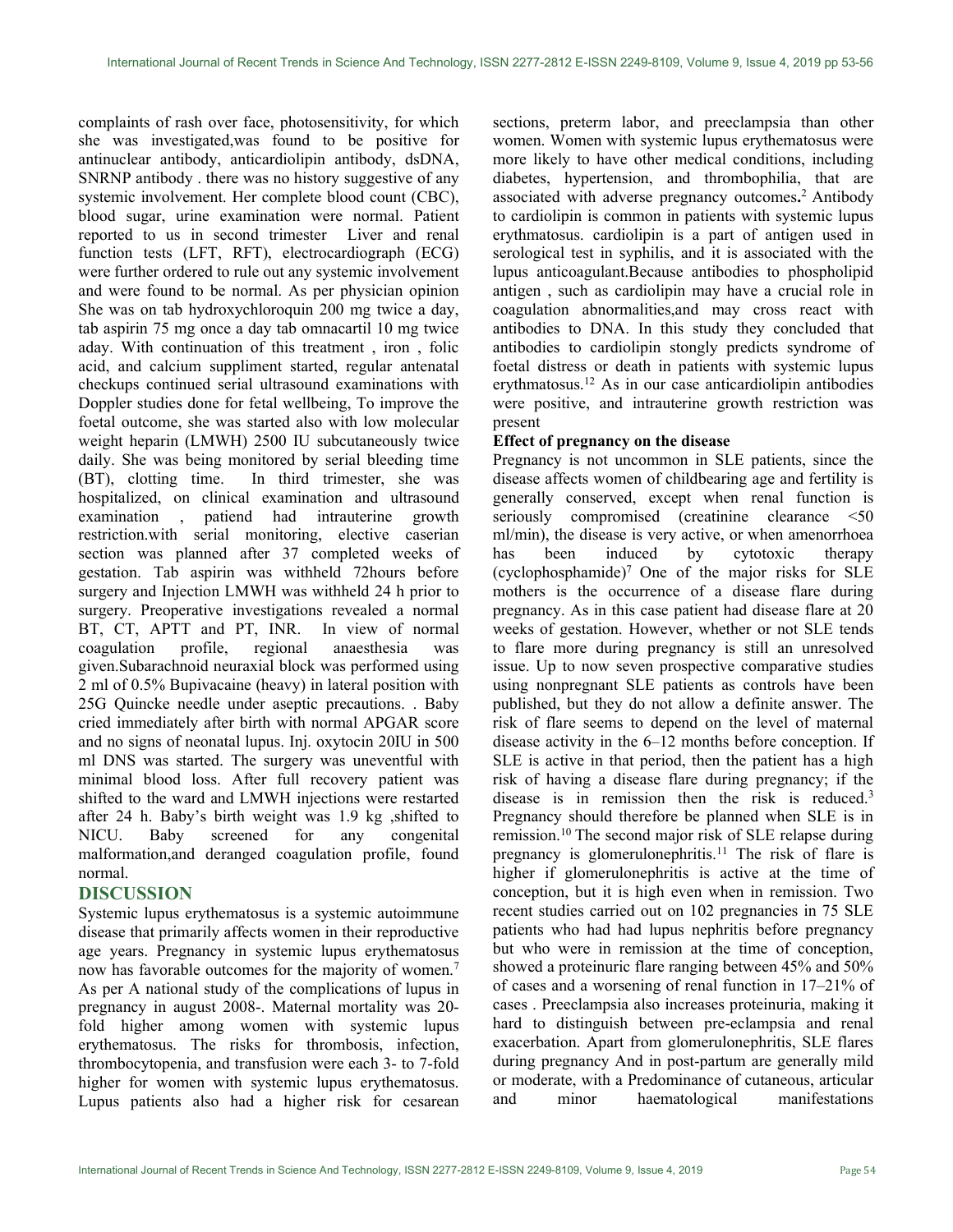complaints of rash over face, photosensitivity, for which she was investigated,was found to be positive for antinuclear antibody, anticardiolipin antibody, dsDNA, SNRNP antibody . there was no history suggestive of any systemic involvement. Her complete blood count (CBC), blood sugar, urine examination were normal. Patient reported to us in second trimester Liver and renal function tests (LFT, RFT), electrocardiograph (ECG) were further ordered to rule out any systemic involvement and were found to be normal. As per physician opinion She was on tab hydroxychloroquin 200 mg twice a day, tab aspirin 75 mg once a day tab omnacartil 10 mg twice aday. With continuation of this treatment , iron , folic acid, and calcium suppliment started, regular antenatal checkups continued serial ultrasound examinations with Doppler studies done for fetal wellbeing, To improve the foetal outcome, she was started also with low molecular weight heparin (LMWH) 2500 IU subcutaneously twice daily. She was being monitored by serial bleeding time (BT), clotting time. In third trimester, she was hospitalized, on clinical examination and ultrasound examination , patiend had intrauterine growth restriction.with serial monitoring, elective caserian section was planned after 37 completed weeks of gestation. Tab aspirin was withheld 72hours before surgery and Injection LMWH was withheld 24 h prior to surgery. Preoperative investigations revealed a normal BT, CT, APTT and PT, INR. In view of normal coagulation profile, regional anaesthesia was given.Subarachnoid neuraxial block was performed using 2 ml of 0.5% Bupivacaine (heavy) in lateral position with 25G Quincke needle under aseptic precautions. . Baby cried immediately after birth with normal APGAR score and no signs of neonatal lupus. Inj. oxytocin 20IU in 500 ml DNS was started. The surgery was uneventful with minimal blood loss. After full recovery patient was shifted to the ward and LMWH injections were restarted after 24 h. Baby's birth weight was 1.9 kg ,shifted to NICU. Baby screened for any congenital malformation,and deranged coagulation profile, found normal.

## DISCUSSION

Systemic lupus erythematosus is a systemic autoimmune disease that primarily affects women in their reproductive age years. Pregnancy in systemic lupus erythematosus now has favorable outcomes for the majority of women.[7] As per A national study of the complications of lupus in pregnancy in august 2008-. Maternal mortality was 20-fold higher among women with systemic lupus erythematosus. The risks for thrombosis, infection, thrombocytopenia, and transfusion were each 3- to 7-fold higher for women with systemic lupus erythematosus. Lupus patients also had a higher risk for cesarean sections, preterm labor, and preeclampsia than other women. Women with systemic lupus erythematosus were more likely to have other medical conditions, including diabetes, hypertension, and thrombophilia, that are associated with adverse pregnancy outcomes**.**[2] Antibody to cardiolipin is common in patients with systemic lupus erythmatosus. cardiolipin is a part of antigen used in serological test in syphilis, and it is associated with the lupus anticoagulant.Because antibodies to phospholipid antigen , such as cardiolipin may have a crucial role in coagulation abnormalities,and may cross react with antibodies to DNA. In this study they concluded that antibodies to cardiolipin stongly predicts syndrome of foetal distress or death in patients with systemic lupus erythmatosus.[12] As in our case anticardiolipin antibodies were positive, and intrauterine growth restriction was present

### Effect of pregnancy on the disease

Pregnancy is not uncommon in SLE patients, since the disease affects women of childbearing age and fertility is generally conserved, except when renal function is seriously compromised (creatinine clearance <50 ml/min), the disease is very active, or when amenorrhoea has been induced by cytotoxic therapy (cyclophosphamide)[7] One of the major risks for SLE mothers is the occurrence of a disease flare during pregnancy. As in this case patient had disease flare at 20 weeks of gestation. However, whether or not SLE tends to flare more during pregnancy is still an unresolved issue. Up to now seven prospective comparative studies using nonpregnant SLE patients as controls have been published, but they do not allow a definite answer. The risk of flare seems to depend on the level of maternal disease activity in the 6–12 months before conception. If SLE is active in that period, then the patient has a high risk of having a disease flare during pregnancy; if the disease is in remission then the risk is reduced.[3] Pregnancy should therefore be planned when SLE is in remission.[10] The second major risk of SLE relapse during pregnancy is glomerulonephritis.[11] The risk of flare is higher if glomerulonephritis is active at the time of conception, but it is high even when in remission. Two recent studies carried out on 102 pregnancies in 75 SLE patients who had had lupus nephritis before pregnancy but who were in remission at the time of conception, showed a proteinuric flare ranging between 45% and 50% of cases and a worsening of renal function in 17–21% of cases . Preeclampsia also increases proteinuria, making it hard to distinguish between pre-eclampsia and renal exacerbation. Apart from glomerulonephritis, SLE flares during pregnancy And in post-partum are generally mild or moderate, with a Predominance of cutaneous, articular and minor haematological manifestations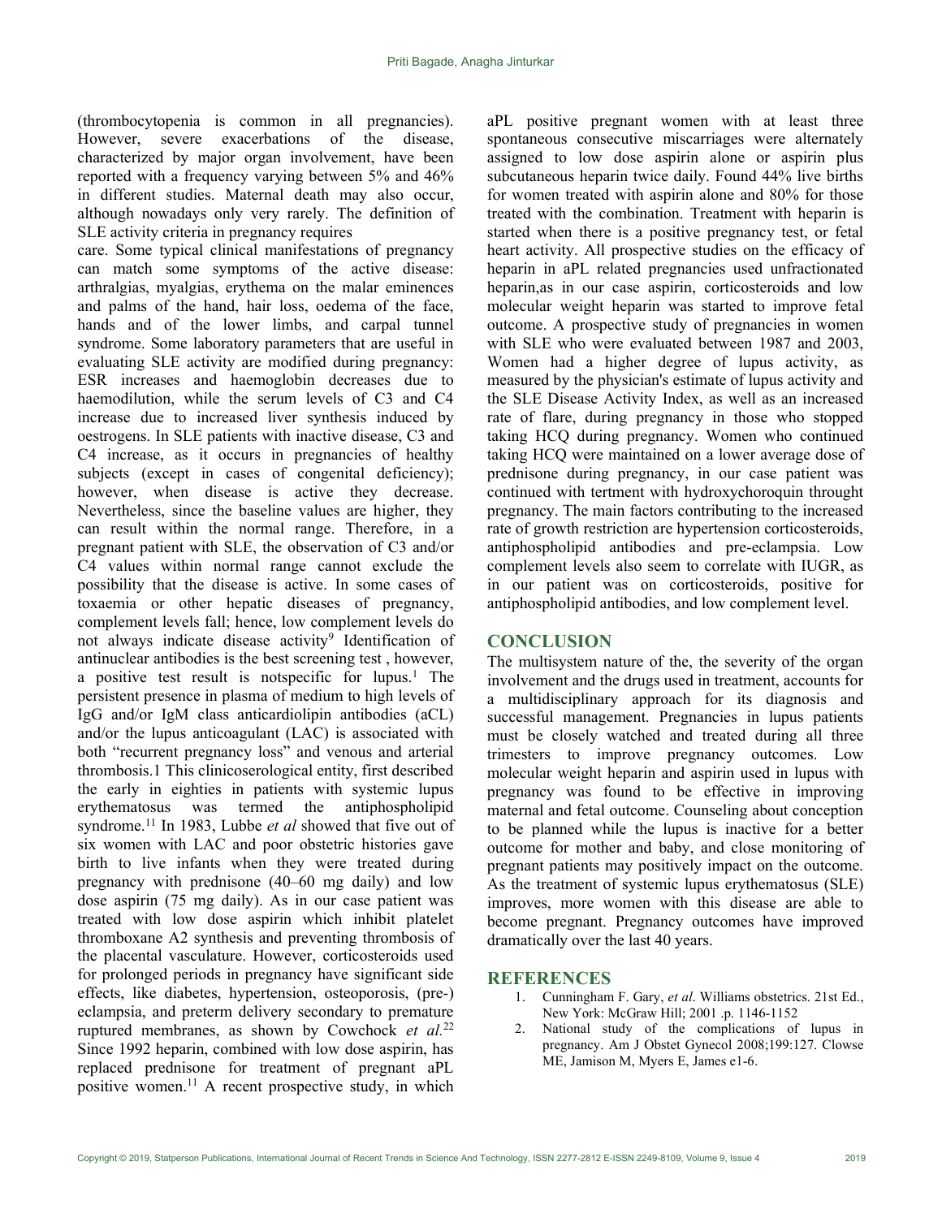(thrombocytopenia is common in all pregnancies). However, severe exacerbations of the disease, characterized by major organ involvement, have been reported with a frequency varying between 5% and 46% in different studies. Maternal death may also occur, although nowadays only very rarely. The definition of SLE activity criteria in pregnancy requires care. Some typical clinical manifestations of pregnancy can match some symptoms of the active disease: arthralgias, myalgias, erythema on the malar eminences and palms of the hand, hair loss, oedema of the face, hands and of the lower limbs, and carpal tunnel syndrome. Some laboratory parameters that are useful in evaluating SLE activity are modified during pregnancy: ESR increases and haemoglobin decreases due to haemodilution, while the serum levels of C3 and C4 increase due to increased liver synthesis induced by oestrogens. In SLE patients with inactive disease, C3 and C4 increase, as it occurs in pregnancies of healthy subjects (except in cases of congenital deficiency); however, when disease is active they decrease. Nevertheless, since the baseline values are higher, they can result within the normal range. Therefore, in a pregnant patient with SLE, the observation of C3 and/or C4 values within normal range cannot exclude the possibility that the disease is active. In some cases of toxaemia or other hepatic diseases of pregnancy, complement levels fall; hence, low complement levels do not always indicate disease activity[9] Identification of antinuclear antibodies is the best screening test , however, a positive test result is notspecific for lupus.[1] The persistent presence in plasma of medium to high levels of IgG and/or IgM class anticardiolipin antibodies (aCL) and/or the lupus anticoagulant (LAC) is associated with both "recurrent pregnancy loss" and venous and arterial thrombosis.1 This clinicoserological entity, first described the early in eighties in patients with systemic lupus erythematosus was termed the antiphospholipid syndrome.[11] In 1983, Lubbe *et al* showed that five out of six women with LAC and poor obstetric histories gave birth to live infants when they were treated during pregnancy with prednisone (40–60 mg daily) and low dose aspirin (75 mg daily). As in our case patient was treated with low dose aspirin which inhibit platelet thromboxane A2 synthesis and preventing thrombosis of the placental vasculature. However, corticosteroids used for prolonged periods in pregnancy have significant side effects, like diabetes, hypertension, osteoporosis, (pre-) eclampsia, and preterm delivery secondary to premature ruptured membranes, as shown by Cowchock *et al.*[22] Since 1992 heparin, combined with low dose aspirin, has replaced prednisone for treatment of pregnant aPL positive women.[11] A recent prospective study, in which aPL positive pregnant women with at least three spontaneous consecutive miscarriages were alternately assigned to low dose aspirin alone or aspirin plus subcutaneous heparin twice daily. Found 44% live births for women treated with aspirin alone and 80% for those treated with the combination. Treatment with heparin is started when there is a positive pregnancy test, or fetal heart activity. All prospective studies on the efficacy of heparin in aPL related pregnancies used unfractionated heparin,as in our case aspirin, corticosteroids and low molecular weight heparin was started to improve fetal outcome. A prospective study of pregnancies in women with SLE who were evaluated between 1987 and 2003, Women had a higher degree of lupus activity, as measured by the physician's estimate of lupus activity and the SLE Disease Activity Index, as well as an increased rate of flare, during pregnancy in those who stopped taking HCQ during pregnancy. Women who continued taking HCQ were maintained on a lower average dose of prednisone during pregnancy, in our case patient was continued with tertment with hydroxychoroquin throught pregnancy. The main factors contributing to the increased rate of growth restriction are hypertension corticosteroids, antiphospholipid antibodies and pre-eclampsia. Low complement levels also seem to correlate with IUGR, as in our patient was on corticosteroids, positive for antiphospholipid antibodies, and low complement level.

## CONCLUSION

The multisystem nature of the, the severity of the organ involvement and the drugs used in treatment, accounts for a multidisciplinary approach for its diagnosis and successful management. Pregnancies in lupus patients must be closely watched and treated during all three trimesters to improve pregnancy outcomes. Low molecular weight heparin and aspirin used in lupus with pregnancy was found to be effective in improving maternal and fetal outcome. Counseling about conception to be planned while the lupus is inactive for a better outcome for mother and baby, and close monitoring of pregnant patients may positively impact on the outcome. As the treatment of systemic lupus erythematosus (SLE) improves, more women with this disease are able to become pregnant. Pregnancy outcomes have improved dramatically over the last 40 years.

## REFERENCES

1. Cunningham F. Gary, *et al*. Williams obstetrics. 21st Ed., New York: McGraw Hill; 2001 .p. 1146-1152
2. National study of the complications of lupus in pregnancy. Am J Obstet Gynecol 2008;199:127. Clowse ME, Jamison M, Myers E, James e1-6.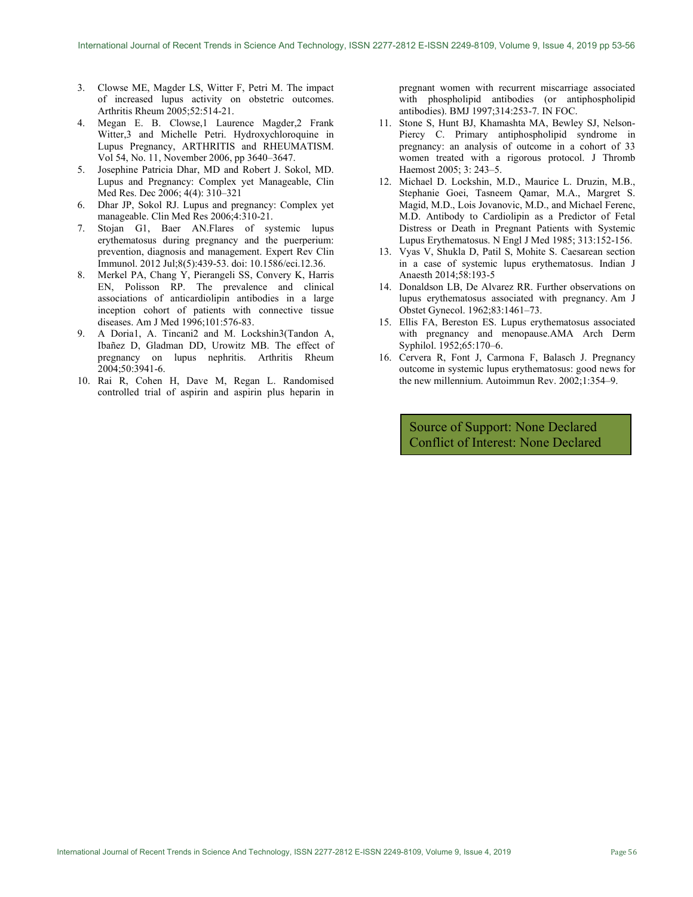3. Clowse ME, Magder LS, Witter F, Petri M. The impact of increased lupus activity on obstetric outcomes. Arthritis Rheum 2005;52:514-21.
4. Megan E. B. Clowse,1 Laurence Magder,2 Frank Witter,3 and Michelle Petri. Hydroxychloroquine in Lupus Pregnancy, ARTHRITIS and RHEUMATISM. Vol 54, No. 11, November 2006, pp 3640–3647.
5. Josephine Patricia Dhar, MD and Robert J. Sokol, MD. Lupus and Pregnancy: Complex yet Manageable, Clin Med Res. Dec 2006; 4(4): 310–321
6. Dhar JP, Sokol RJ. Lupus and pregnancy: Complex yet manageable. Clin Med Res 2006;4:310-21.
7. Stojan G1, Baer AN.Flares of systemic lupus erythematosus during pregnancy and the puerperium: prevention, diagnosis and management. Expert Rev Clin Immunol. 2012 Jul;8(5):439-53. doi: 10.1586/eci.12.36.
8. Merkel PA, Chang Y, Pierangeli SS, Convery K, Harris EN, Polisson RP. The prevalence and clinical associations of anticardiolipin antibodies in a large inception cohort of patients with connective tissue diseases. Am J Med 1996;101:576-83.
9. A Doria1, A. Tincani2 and M. Lockshin3(Tandon A, Ibañez D, Gladman DD, Urowitz MB. The effect of pregnancy on lupus nephritis. Arthritis Rheum 2004;50:3941-6.
10. Rai R, Cohen H, Dave M, Regan L. Randomised controlled trial of aspirin and aspirin plus heparin in pregnant women with recurrent miscarriage associated with phospholipid antibodies (or antiphospholipid antibodies). BMJ 1997;314:253-7. IN FOC.
11. Stone S, Hunt BJ, Khamashta MA, Bewley SJ, Nelson-Piercy C. Primary antiphospholipid syndrome in pregnancy: an analysis of outcome in a cohort of 33 women treated with a rigorous protocol. J Thromb Haemost 2005; 3: 243–5.
12. Michael D. Lockshin, M.D., Maurice L. Druzin, M.B., Stephanie Goei, Tasneem Qamar, M.A., Margret S. Magid, M.D., Lois Jovanovic, M.D., and Michael Ferenc, M.D. Antibody to Cardiolipin as a Predictor of Fetal Distress or Death in Pregnant Patients with Systemic Lupus Erythematosus. N Engl J Med 1985; 313:152-156.
13. Vyas V, Shukla D, Patil S, Mohite S. Caesarean section in a case of systemic lupus erythematosus. Indian J Anaesth 2014;58:193-5
14. Donaldson LB, De Alvarez RR. Further observations on lupus erythematosus associated with pregnancy. Am J Obstet Gynecol. 1962;83:1461–73.
15. Ellis FA, Bereston ES. Lupus erythematosus associated with pregnancy and menopause.AMA Arch Derm Syphilol. 1952;65:170–6.
16. Cervera R, Font J, Carmona F, Balasch J. Pregnancy outcome in systemic lupus erythematosus: good news for the new millennium. Autoimmun Rev. 2002;1:354–9.

Source of Support: None Declared
Conflict of Interest: None Declared